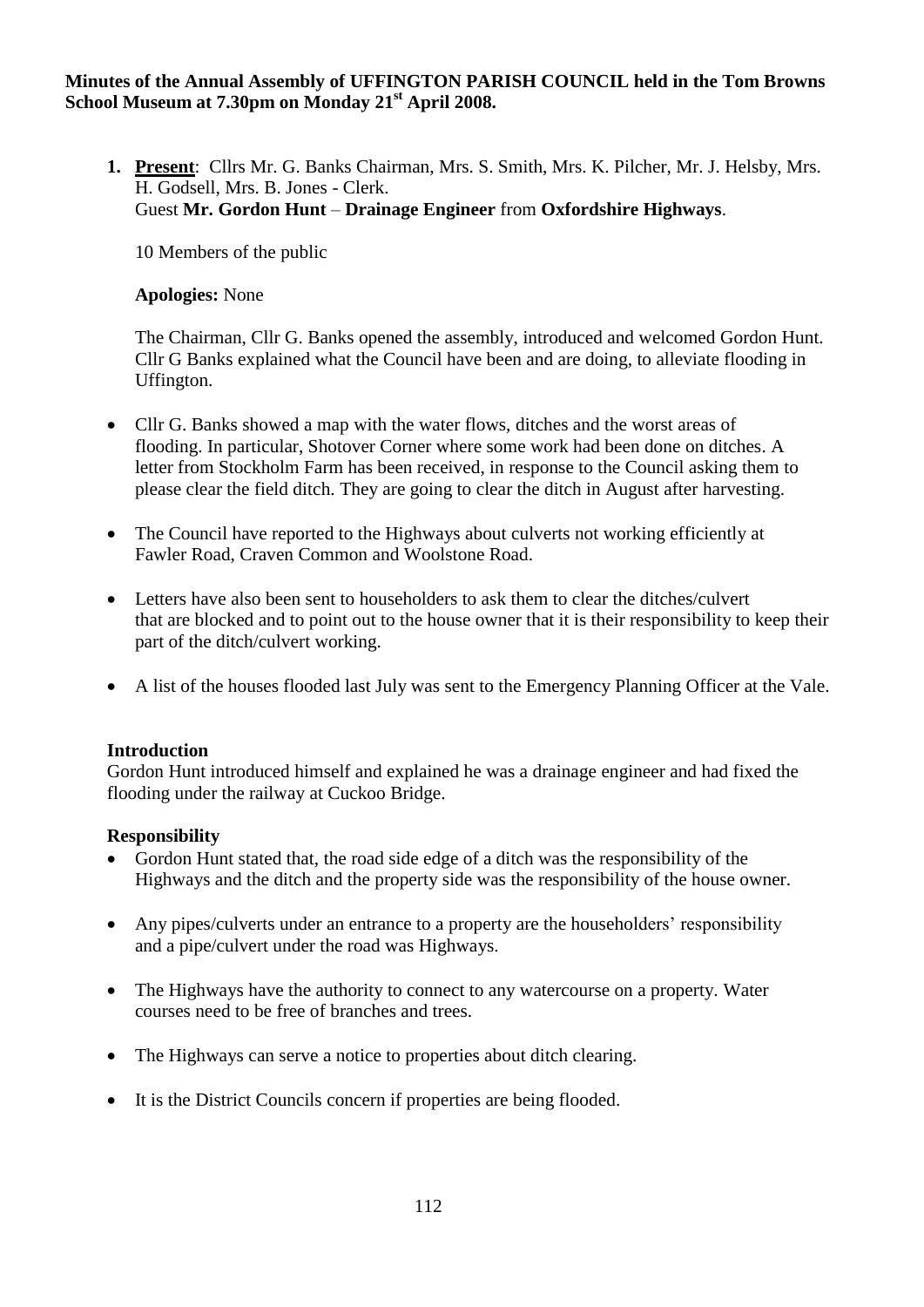**Minutes of the Annual Assembly of UFFINGTON PARISH COUNCIL held in the Tom Browns School Museum at 7.30pm on Monday 21st April 2008.**

1. **Present**: Cllrs Mr. G. Banks Chairman, Mrs. S. Smith, Mrs. K. Pilcher, Mr. J. Helsby, Mrs. H. Godsell, Mrs. B. Jones - Clerk.
   Guest **Mr. Gordon Hunt** – **Drainage Engineer** from **Oxfordshire Highways**.

   10 Members of the public

   **Apologies:** None

   The Chairman, Cllr G. Banks opened the assembly, introduced and welcomed Gordon Hunt. Cllr G Banks explained what the Council have been and are doing, to alleviate flooding in Uffington.

- Cllr G. Banks showed a map with the water flows, ditches and the worst areas of flooding. In particular, Shotover Corner where some work had been done on ditches. A letter from Stockholm Farm has been received, in response to the Council asking them to please clear the field ditch. They are going to clear the ditch in August after harvesting.
- The Council have reported to the Highways about culverts not working efficiently at Fawler Road, Craven Common and Woolstone Road.
- Letters have also been sent to householders to ask them to clear the ditches/culvert that are blocked and to point out to the house owner that it is their responsibility to keep their part of the ditch/culvert working.
- A list of the houses flooded last July was sent to the Emergency Planning Officer at the Vale.

**Introduction**
Gordon Hunt introduced himself and explained he was a drainage engineer and had fixed the flooding under the railway at Cuckoo Bridge.

**Responsibility**

- Gordon Hunt stated that, the road side edge of a ditch was the responsibility of the Highways and the ditch and the property side was the responsibility of the house owner.
- Any pipes/culverts under an entrance to a property are the householders' responsibility and a pipe/culvert under the road was Highways.
- The Highways have the authority to connect to any watercourse on a property. Water courses need to be free of branches and trees.
- The Highways can serve a notice to properties about ditch clearing.
- It is the District Councils concern if properties are being flooded.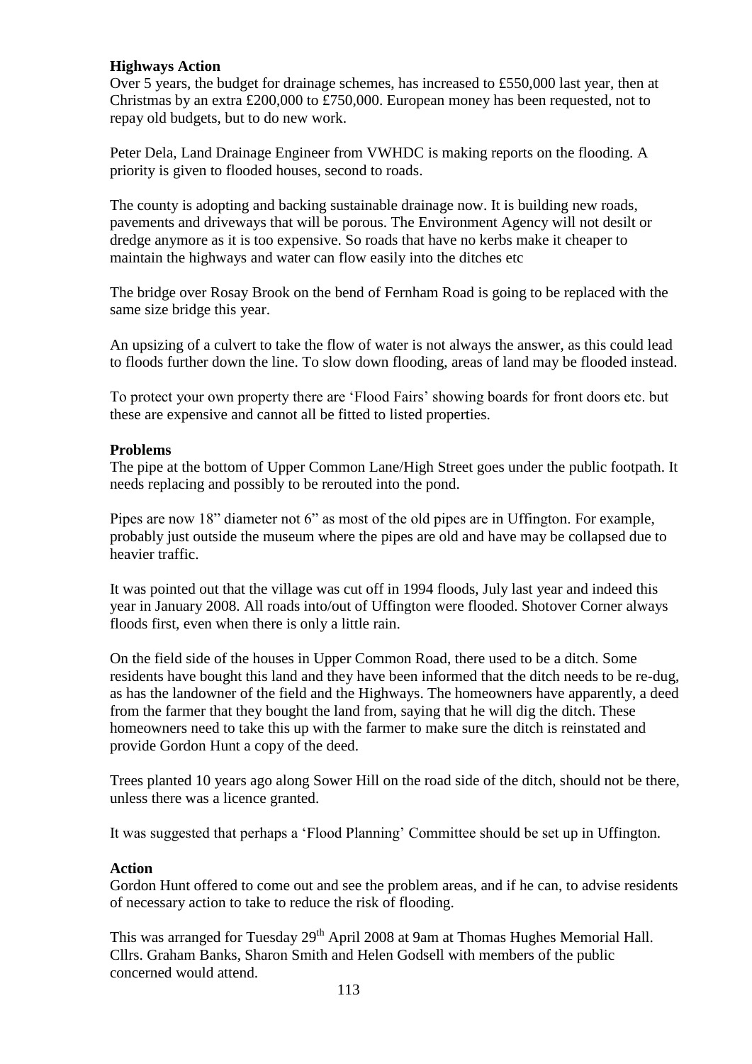**Highways Action**

Over 5 years, the budget for drainage schemes, has increased to £550,000 last year, then at Christmas by an extra £200,000 to £750,000. European money has been requested, not to repay old budgets, but to do new work.

Peter Dela, Land Drainage Engineer from VWHDC is making reports on the flooding. A priority is given to flooded houses, second to roads.

The county is adopting and backing sustainable drainage now. It is building new roads, pavements and driveways that will be porous. The Environment Agency will not desilt or dredge anymore as it is too expensive. So roads that have no kerbs make it cheaper to maintain the highways and water can flow easily into the ditches etc

The bridge over Rosay Brook on the bend of Fernham Road is going to be replaced with the same size bridge this year.

An upsizing of a culvert to take the flow of water is not always the answer, as this could lead to floods further down the line. To slow down flooding, areas of land may be flooded instead.

To protect your own property there are 'Flood Fairs' showing boards for front doors etc. but these are expensive and cannot all be fitted to listed properties.

**Problems**

The pipe at the bottom of Upper Common Lane/High Street goes under the public footpath. It needs replacing and possibly to be rerouted into the pond.

Pipes are now 18" diameter not 6" as most of the old pipes are in Uffington. For example, probably just outside the museum where the pipes are old and have may be collapsed due to heavier traffic.

It was pointed out that the village was cut off in 1994 floods, July last year and indeed this year in January 2008. All roads into/out of Uffington were flooded. Shotover Corner always floods first, even when there is only a little rain.

On the field side of the houses in Upper Common Road, there used to be a ditch. Some residents have bought this land and they have been informed that the ditch needs to be re-dug, as has the landowner of the field and the Highways. The homeowners have apparently, a deed from the farmer that they bought the land from, saying that he will dig the ditch. These homeowners need to take this up with the farmer to make sure the ditch is reinstated and provide Gordon Hunt a copy of the deed.

Trees planted 10 years ago along Sower Hill on the road side of the ditch, should not be there, unless there was a licence granted.

It was suggested that perhaps a 'Flood Planning' Committee should be set up in Uffington.

**Action**

Gordon Hunt offered to come out and see the problem areas, and if he can, to advise residents of necessary action to take to reduce the risk of flooding.

This was arranged for Tuesday 29th April 2008 at 9am at Thomas Hughes Memorial Hall. Cllrs. Graham Banks, Sharon Smith and Helen Godsell with members of the public concerned would attend.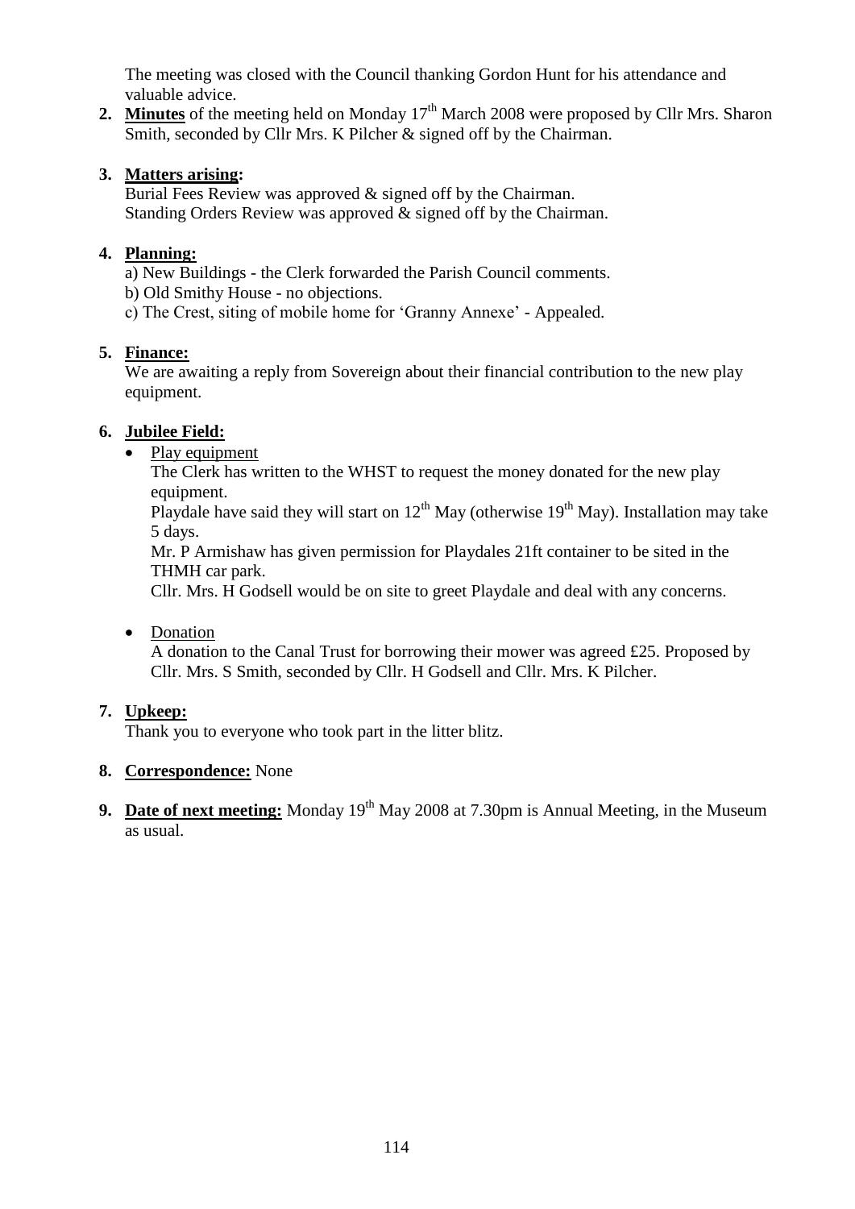The meeting was closed with the Council thanking Gordon Hunt for his attendance and valuable advice.

2. **Minutes** of the meeting held on Monday 17th March 2008 were proposed by Cllr Mrs. Sharon Smith, seconded by Cllr Mrs. K Pilcher & signed off by the Chairman.

3. **Matters arising:**
   Burial Fees Review was approved & signed off by the Chairman.
   Standing Orders Review was approved & signed off by the Chairman.

4. **Planning:**
   a) New Buildings - the Clerk forwarded the Parish Council comments.
   b) Old Smithy House - no objections.
   c) The Crest, siting of mobile home for 'Granny Annexe' - Appealed.

5. **Finance:**
   We are awaiting a reply from Sovereign about their financial contribution to the new play equipment.

6. **Jubilee Field:**
   - Play equipment
     The Clerk has written to the WHST to request the money donated for the new play equipment.
     Playdale have said they will start on 12th May (otherwise 19th May). Installation may take 5 days.
     Mr. P Armishaw has given permission for Playdales 21ft container to be sited in the THMH car park.
     Cllr. Mrs. H Godsell would be on site to greet Playdale and deal with any concerns.
   - Donation
     A donation to the Canal Trust for borrowing their mower was agreed £25. Proposed by Cllr. Mrs. S Smith, seconded by Cllr. H Godsell and Cllr. Mrs. K Pilcher.

7. **Upkeep:**
   Thank you to everyone who took part in the litter blitz.

8. **Correspondence:** None

9. **Date of next meeting:** Monday 19th May 2008 at 7.30pm is Annual Meeting, in the Museum as usual.